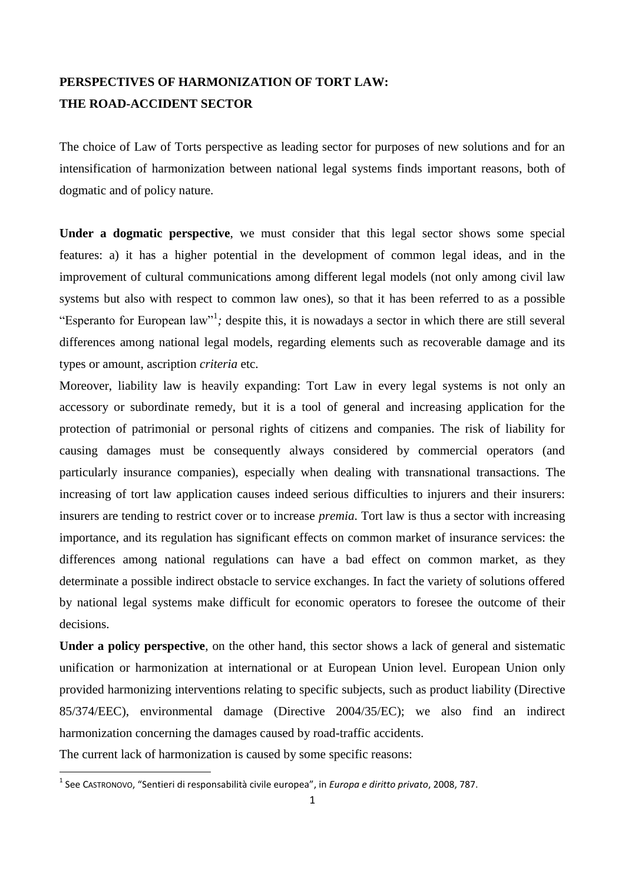# PERSPECTIVES OF HARMONIZATION OF TORT LAW: THE ROAD-ACCIDENT SECTOR

The choice of Law of Torts perspective as leading sector for purposes of new solutions and for an intensification of harmonization between national legal systems finds important reasons, both of dogmatic and of policy nature.

**Under a dogmatic perspective**, we must consider that this legal sector shows some special features: a) it has a higher potential in the development of common legal ideas, and in the improvement of cultural communications among different legal models (not only among civil law systems but also with respect to common law ones), so that it has been referred to as a possible "Esperanto for European law"[1]*;* despite this, it is nowadays a sector in which there are still several differences among national legal models, regarding elements such as recoverable damage and its types or amount, ascription *criteria* etc.

Moreover, liability law is heavily expanding: Tort Law in every legal systems is not only an accessory or subordinate remedy, but it is a tool of general and increasing application for the protection of patrimonial or personal rights of citizens and companies. The risk of liability for causing damages must be consequently always considered by commercial operators (and particularly insurance companies), especially when dealing with transnational transactions. The increasing of tort law application causes indeed serious difficulties to injurers and their insurers: insurers are tending to restrict cover or to increase *premia*. Tort law is thus a sector with increasing importance, and its regulation has significant effects on common market of insurance services: the differences among national regulations can have a bad effect on common market, as they determinate a possible indirect obstacle to service exchanges. In fact the variety of solutions offered by national legal systems make difficult for economic operators to foresee the outcome of their decisions.

**Under a policy perspective**, on the other hand, this sector shows a lack of general and sistematic unification or harmonization at international or at European Union level. European Union only provided harmonizing interventions relating to specific subjects, such as product liability (Directive 85/374/EEC), environmental damage (Directive 2004/35/EC); we also find an indirect harmonization concerning the damages caused by road-traffic accidents.

The current lack of harmonization is caused by some specific reasons:

[1] See CASTRONOVO, "Sentieri di responsabilità civile europea", in *Europa e diritto privato*, 2008, 787.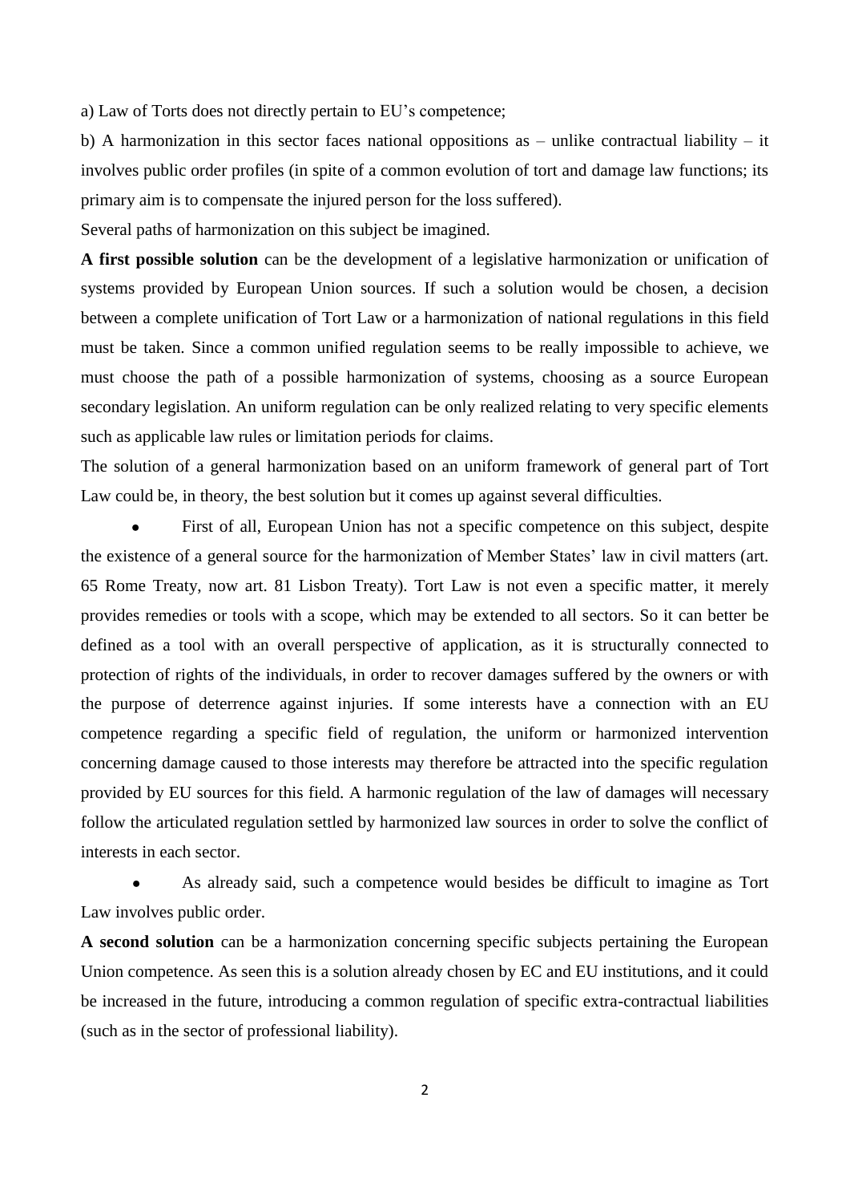a) Law of Torts does not directly pertain to EU's competence;

b) A harmonization in this sector faces national oppositions as – unlike contractual liability – it involves public order profiles (in spite of a common evolution of tort and damage law functions; its primary aim is to compensate the injured person for the loss suffered).

Several paths of harmonization on this subject be imagined.

**A first possible solution** can be the development of a legislative harmonization or unification of systems provided by European Union sources. If such a solution would be chosen, a decision between a complete unification of Tort Law or a harmonization of national regulations in this field must be taken. Since a common unified regulation seems to be really impossible to achieve, we must choose the path of a possible harmonization of systems, choosing as a source European secondary legislation. An uniform regulation can be only realized relating to very specific elements such as applicable law rules or limitation periods for claims.

The solution of a general harmonization based on an uniform framework of general part of Tort Law could be, in theory, the best solution but it comes up against several difficulties.

- First of all, European Union has not a specific competence on this subject, despite the existence of a general source for the harmonization of Member States' law in civil matters (art. 65 Rome Treaty, now art. 81 Lisbon Treaty). Tort Law is not even a specific matter, it merely provides remedies or tools with a scope, which may be extended to all sectors. So it can better be defined as a tool with an overall perspective of application, as it is structurally connected to protection of rights of the individuals, in order to recover damages suffered by the owners or with the purpose of deterrence against injuries. If some interests have a connection with an EU competence regarding a specific field of regulation, the uniform or harmonized intervention concerning damage caused to those interests may therefore be attracted into the specific regulation provided by EU sources for this field. A harmonic regulation of the law of damages will necessary follow the articulated regulation settled by harmonized law sources in order to solve the conflict of interests in each sector.

- As already said, such a competence would besides be difficult to imagine as Tort Law involves public order.

**A second solution** can be a harmonization concerning specific subjects pertaining the European Union competence. As seen this is a solution already chosen by EC and EU institutions, and it could be increased in the future, introducing a common regulation of specific extra-contractual liabilities (such as in the sector of professional liability).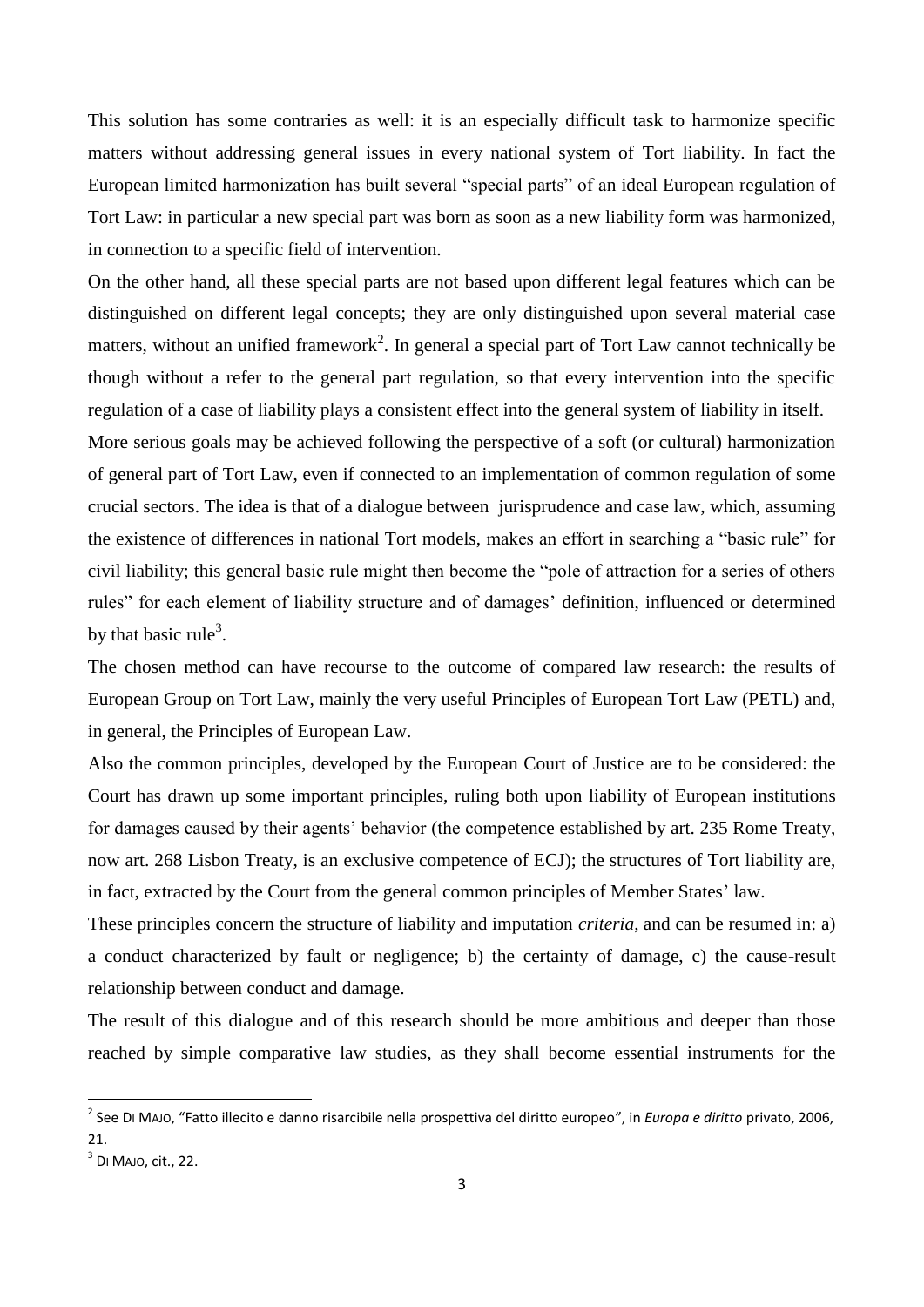This solution has some contraries as well: it is an especially difficult task to harmonize specific matters without addressing general issues in every national system of Tort liability. In fact the European limited harmonization has built several "special parts" of an ideal European regulation of Tort Law: in particular a new special part was born as soon as a new liability form was harmonized, in connection to a specific field of intervention.

On the other hand, all these special parts are not based upon different legal features which can be distinguished on different legal concepts; they are only distinguished upon several material case matters, without an unified framework[2]. In general a special part of Tort Law cannot technically be though without a refer to the general part regulation, so that every intervention into the specific regulation of a case of liability plays a consistent effect into the general system of liability in itself.

More serious goals may be achieved following the perspective of a soft (or cultural) harmonization of general part of Tort Law, even if connected to an implementation of common regulation of some crucial sectors. The idea is that of a dialogue between jurisprudence and case law, which, assuming the existence of differences in national Tort models, makes an effort in searching a "basic rule" for civil liability; this general basic rule might then become the "pole of attraction for a series of others rules" for each element of liability structure and of damages' definition, influenced or determined by that basic rule[3].

The chosen method can have recourse to the outcome of compared law research: the results of European Group on Tort Law, mainly the very useful Principles of European Tort Law (PETL) and, in general, the Principles of European Law.

Also the common principles, developed by the European Court of Justice are to be considered: the Court has drawn up some important principles, ruling both upon liability of European institutions for damages caused by their agents' behavior (the competence established by art. 235 Rome Treaty, now art. 268 Lisbon Treaty, is an exclusive competence of ECJ); the structures of Tort liability are, in fact, extracted by the Court from the general common principles of Member States' law.

These principles concern the structure of liability and imputation *criteria*, and can be resumed in: a) a conduct characterized by fault or negligence; b) the certainty of damage, c) the cause-result relationship between conduct and damage.

The result of this dialogue and of this research should be more ambitious and deeper than those reached by simple comparative law studies, as they shall become essential instruments for the

---

[2] See DI MAJO, "Fatto illecito e danno risarcibile nella prospettiva del diritto europeo", in *Europa e diritto* privato, 2006, 21.

[3] DI MAJO, cit., 22.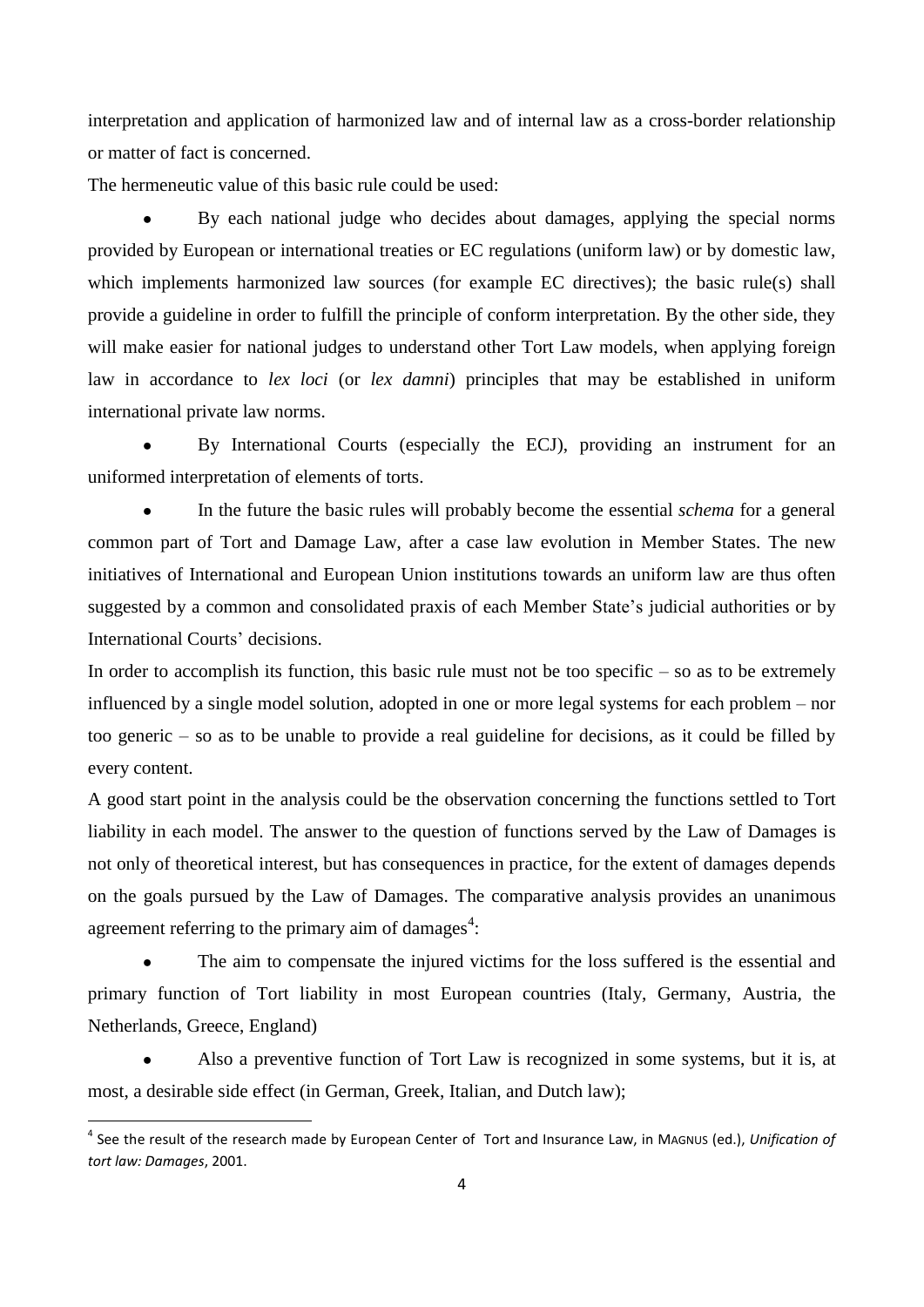interpretation and application of harmonized law and of internal law as a cross-border relationship or matter of fact is concerned.

The hermeneutic value of this basic rule could be used:

- By each national judge who decides about damages, applying the special norms provided by European or international treaties or EC regulations (uniform law) or by domestic law, which implements harmonized law sources (for example EC directives); the basic rule(s) shall provide a guideline in order to fulfill the principle of conform interpretation. By the other side, they will make easier for national judges to understand other Tort Law models, when applying foreign law in accordance to *lex loci* (or *lex damni*) principles that may be established in uniform international private law norms.
- By International Courts (especially the ECJ), providing an instrument for an uniformed interpretation of elements of torts.
- In the future the basic rules will probably become the essential *schema* for a general common part of Tort and Damage Law, after a case law evolution in Member States. The new initiatives of International and European Union institutions towards an uniform law are thus often suggested by a common and consolidated praxis of each Member State's judicial authorities or by International Courts' decisions.

In order to accomplish its function, this basic rule must not be too specific – so as to be extremely influenced by a single model solution, adopted in one or more legal systems for each problem – nor too generic – so as to be unable to provide a real guideline for decisions, as it could be filled by every content.

A good start point in the analysis could be the observation concerning the functions settled to Tort liability in each model. The answer to the question of functions served by the Law of Damages is not only of theoretical interest, but has consequences in practice, for the extent of damages depends on the goals pursued by the Law of Damages. The comparative analysis provides an unanimous agreement referring to the primary aim of damages[4]:

- The aim to compensate the injured victims for the loss suffered is the essential and primary function of Tort liability in most European countries (Italy, Germany, Austria, the Netherlands, Greece, England)
- Also a preventive function of Tort Law is recognized in some systems, but it is, at most, a desirable side effect (in German, Greek, Italian, and Dutch law);

[4] See the result of the research made by European Center of Tort and Insurance Law, in MAGNUS (ed.), *Unification of tort law: Damages*, 2001.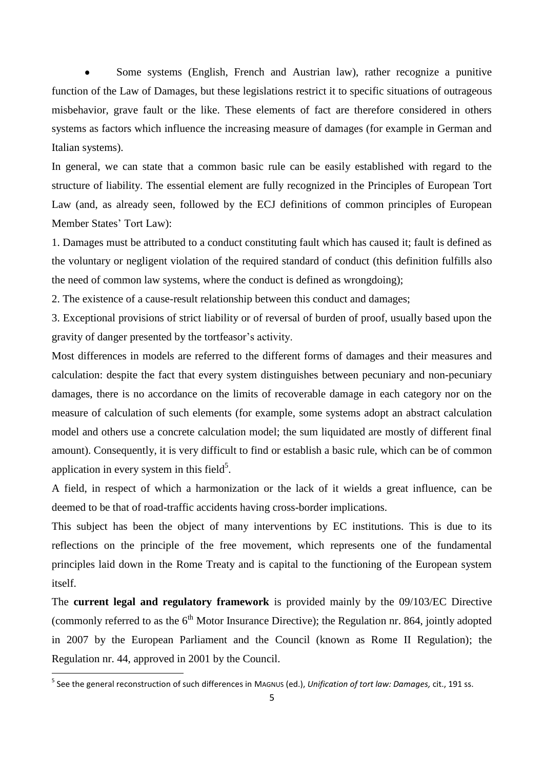- Some systems (English, French and Austrian law), rather recognize a punitive function of the Law of Damages, but these legislations restrict it to specific situations of outrageous misbehavior, grave fault or the like. These elements of fact are therefore considered in others systems as factors which influence the increasing measure of damages (for example in German and Italian systems).

In general, we can state that a common basic rule can be easily established with regard to the structure of liability. The essential element are fully recognized in the Principles of European Tort Law (and, as already seen, followed by the ECJ definitions of common principles of European Member States' Tort Law):

1. Damages must be attributed to a conduct constituting fault which has caused it; fault is defined as the voluntary or negligent violation of the required standard of conduct (this definition fulfills also the need of common law systems, where the conduct is defined as wrongdoing);
2. The existence of a cause-result relationship between this conduct and damages;
3. Exceptional provisions of strict liability or of reversal of burden of proof, usually based upon the gravity of danger presented by the tortfeasor's activity.

Most differences in models are referred to the different forms of damages and their measures and calculation: despite the fact that every system distinguishes between pecuniary and non-pecuniary damages, there is no accordance on the limits of recoverable damage in each category nor on the measure of calculation of such elements (for example, some systems adopt an abstract calculation model and others use a concrete calculation model; the sum liquidated are mostly of different final amount). Consequently, it is very difficult to find or establish a basic rule, which can be of common application in every system in this field[5].

A field, in respect of which a harmonization or the lack of it wields a great influence, can be deemed to be that of road-traffic accidents having cross-border implications.

This subject has been the object of many interventions by EC institutions. This is due to its reflections on the principle of the free movement, which represents one of the fundamental principles laid down in the Rome Treaty and is capital to the functioning of the European system itself.

The **current legal and regulatory framework** is provided mainly by the 09/103/EC Directive (commonly referred to as the 6th Motor Insurance Directive); the Regulation nr. 864, jointly adopted in 2007 by the European Parliament and the Council (known as Rome II Regulation); the Regulation nr. 44, approved in 2001 by the Council.

[5] See the general reconstruction of such differences in MAGNUS (ed.), *Unification of tort law: Damages,* cit., 191 ss.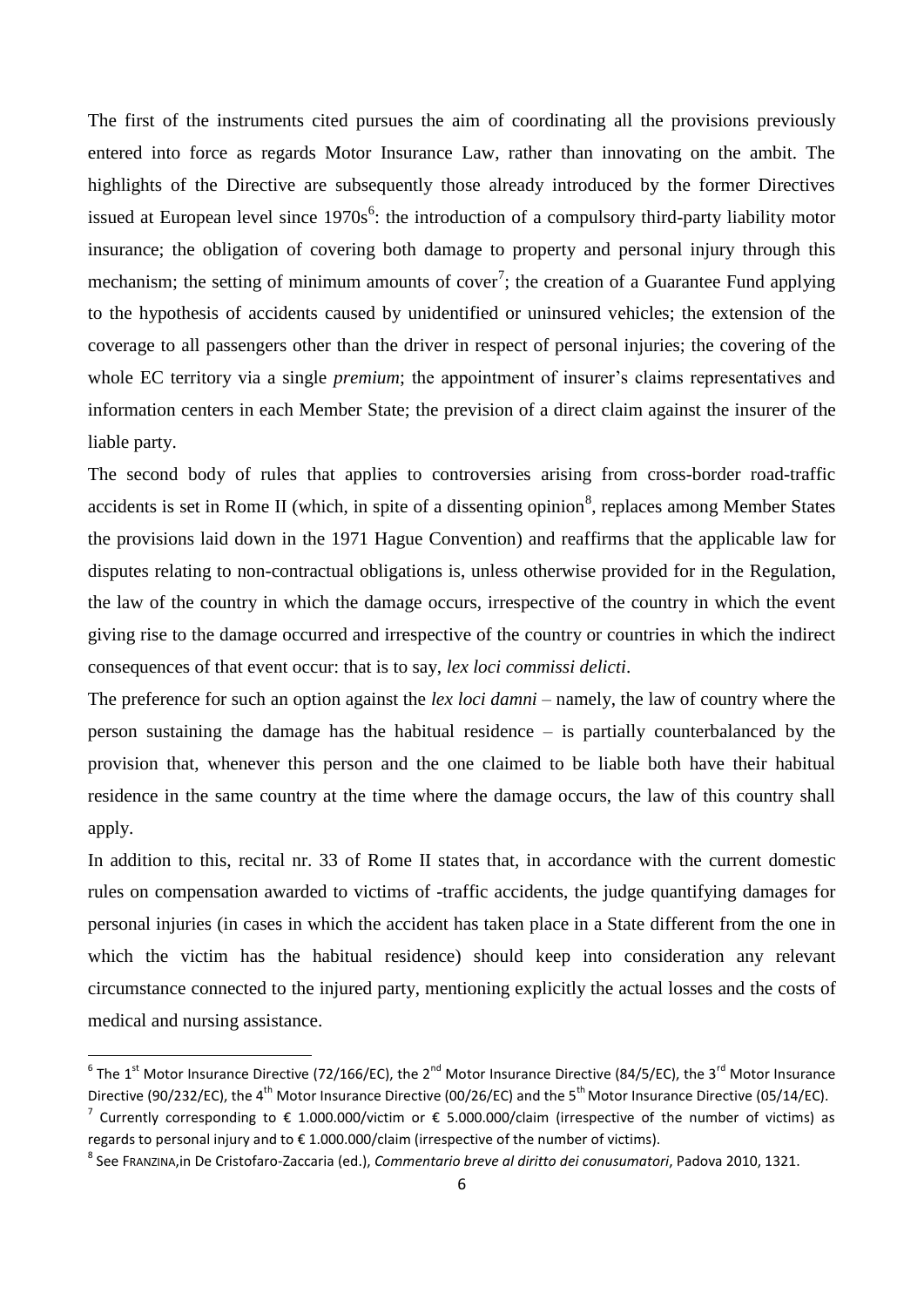The first of the instruments cited pursues the aim of coordinating all the provisions previously entered into force as regards Motor Insurance Law, rather than innovating on the ambit. The highlights of the Directive are subsequently those already introduced by the former Directives issued at European level since 1970s[6]: the introduction of a compulsory third-party liability motor insurance; the obligation of covering both damage to property and personal injury through this mechanism; the setting of minimum amounts of cover[7]; the creation of a Guarantee Fund applying to the hypothesis of accidents caused by unidentified or uninsured vehicles; the extension of the coverage to all passengers other than the driver in respect of personal injuries; the covering of the whole EC territory via a single *premium*; the appointment of insurer's claims representatives and information centers in each Member State; the prevision of a direct claim against the insurer of the liable party.

The second body of rules that applies to controversies arising from cross-border road-traffic accidents is set in Rome II (which, in spite of a dissenting opinion[8], replaces among Member States the provisions laid down in the 1971 Hague Convention) and reaffirms that the applicable law for disputes relating to non-contractual obligations is, unless otherwise provided for in the Regulation, the law of the country in which the damage occurs, irrespective of the country in which the event giving rise to the damage occurred and irrespective of the country or countries in which the indirect consequences of that event occur: that is to say, *lex loci commissi delicti*.

The preference for such an option against the *lex loci damni* – namely, the law of country where the person sustaining the damage has the habitual residence – is partially counterbalanced by the provision that, whenever this person and the one claimed to be liable both have their habitual residence in the same country at the time where the damage occurs, the law of this country shall apply.

In addition to this, recital nr. 33 of Rome II states that, in accordance with the current domestic rules on compensation awarded to victims of -traffic accidents, the judge quantifying damages for personal injuries (in cases in which the accident has taken place in a State different from the one in which the victim has the habitual residence) should keep into consideration any relevant circumstance connected to the injured party, mentioning explicitly the actual losses and the costs of medical and nursing assistance.

---

[6] The 1st Motor Insurance Directive (72/166/EC), the 2nd Motor Insurance Directive (84/5/EC), the 3rd Motor Insurance Directive (90/232/EC), the 4th Motor Insurance Directive (00/26/EC) and the 5th Motor Insurance Directive (05/14/EC).

[7] Currently corresponding to € 1.000.000/victim or € 5.000.000/claim (irrespective of the number of victims) as regards to personal injury and to € 1.000.000/claim (irrespective of the number of victims).

[8] See FRANZINA,in De Cristofaro-Zaccaria (ed.), *Commentario breve al diritto dei conusumatori*, Padova 2010, 1321.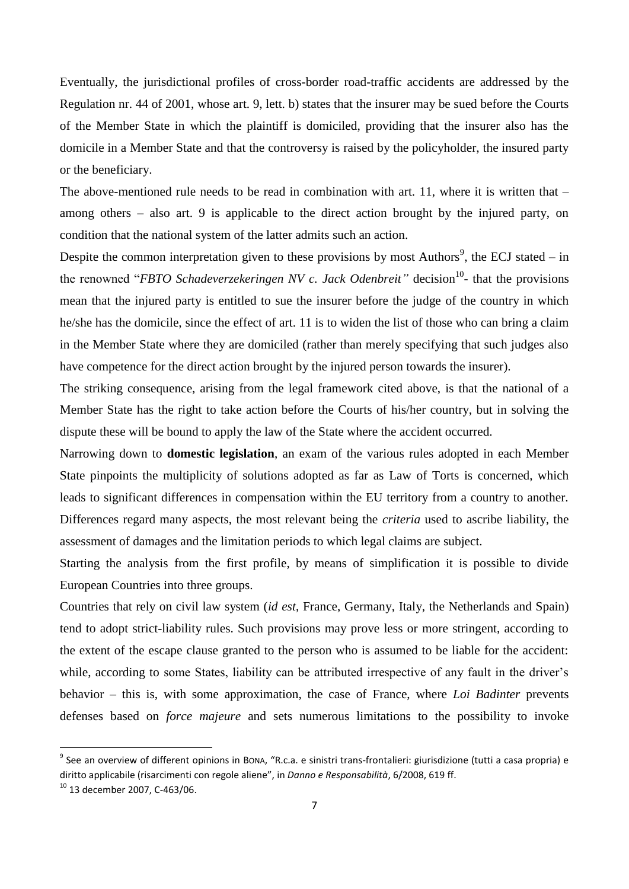Eventually, the jurisdictional profiles of cross-border road-traffic accidents are addressed by the Regulation nr. 44 of 2001, whose art. 9, lett. b) states that the insurer may be sued before the Courts of the Member State in which the plaintiff is domiciled, providing that the insurer also has the domicile in a Member State and that the controversy is raised by the policyholder, the insured party or the beneficiary.

The above-mentioned rule needs to be read in combination with art. 11, where it is written that – among others – also art. 9 is applicable to the direct action brought by the injured party, on condition that the national system of the latter admits such an action.

Despite the common interpretation given to these provisions by most Authors[9], the ECJ stated – in the renowned "*FBTO Schadeverzekeringen NV c. Jack Odenbreit"* decision[10]- that the provisions mean that the injured party is entitled to sue the insurer before the judge of the country in which he/she has the domicile, since the effect of art. 11 is to widen the list of those who can bring a claim in the Member State where they are domiciled (rather than merely specifying that such judges also have competence for the direct action brought by the injured person towards the insurer).

The striking consequence, arising from the legal framework cited above, is that the national of a Member State has the right to take action before the Courts of his/her country, but in solving the dispute these will be bound to apply the law of the State where the accident occurred.

Narrowing down to **domestic legislation**, an exam of the various rules adopted in each Member State pinpoints the multiplicity of solutions adopted as far as Law of Torts is concerned, which leads to significant differences in compensation within the EU territory from a country to another. Differences regard many aspects, the most relevant being the *criteria* used to ascribe liability, the assessment of damages and the limitation periods to which legal claims are subject.

Starting the analysis from the first profile, by means of simplification it is possible to divide European Countries into three groups.

Countries that rely on civil law system (*id est*, France, Germany, Italy, the Netherlands and Spain) tend to adopt strict-liability rules. Such provisions may prove less or more stringent, according to the extent of the escape clause granted to the person who is assumed to be liable for the accident: while, according to some States, liability can be attributed irrespective of any fault in the driver's behavior – this is, with some approximation, the case of France, where *Loi Badinter* prevents defenses based on *force majeure* and sets numerous limitations to the possibility to invoke

---

[9] See an overview of different opinions in BONA, "R.c.a. e sinistri trans-frontalieri: giurisdizione (tutti a casa propria) e diritto applicabile (risarcimenti con regole aliene)", in *Danno e Responsabilità*, 6/2008, 619 ff.

[10] 13 december 2007, C-463/06.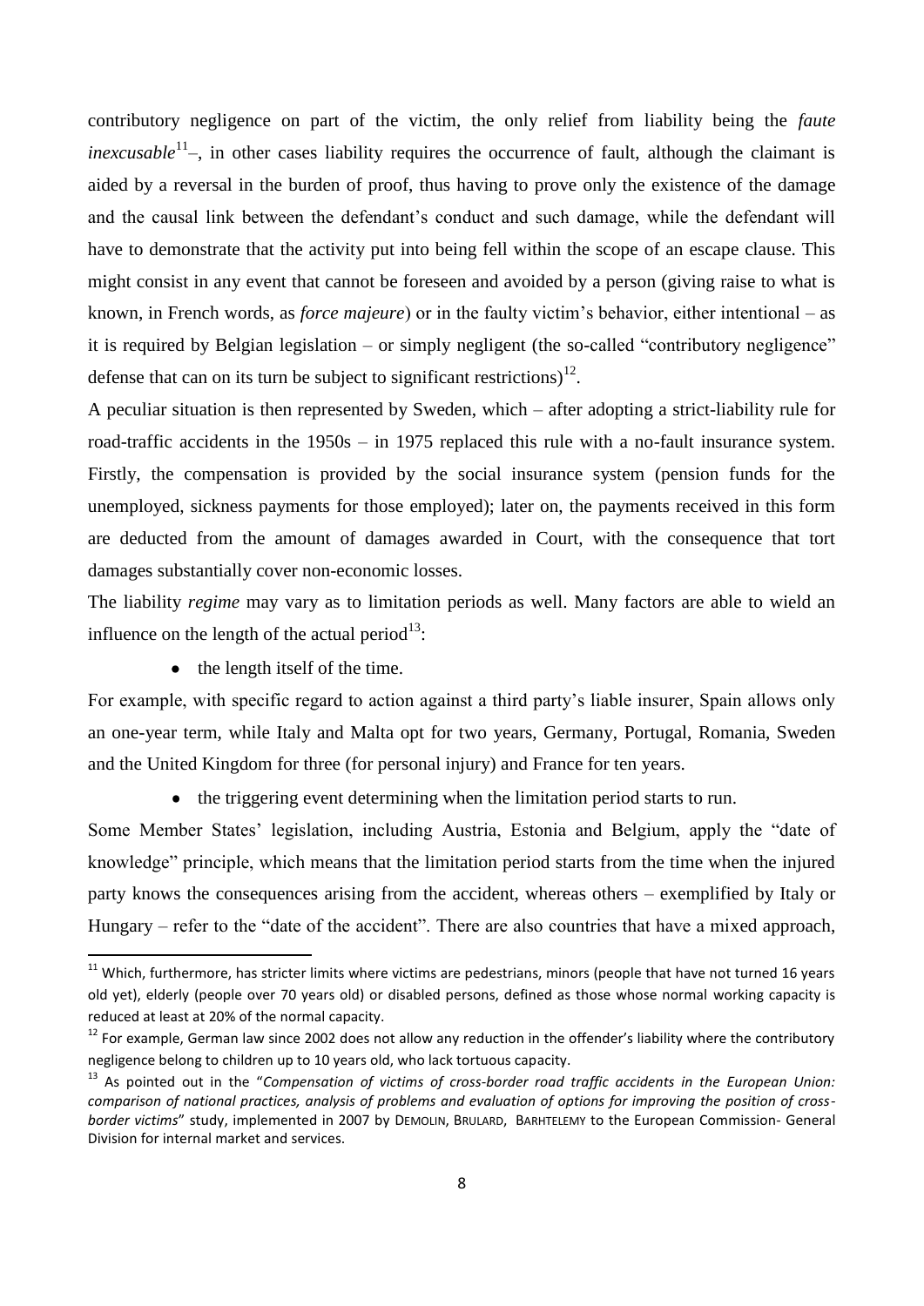contributory negligence on part of the victim, the only relief from liability being the *faute inexcusable*[11]–, in other cases liability requires the occurrence of fault, although the claimant is aided by a reversal in the burden of proof, thus having to prove only the existence of the damage and the causal link between the defendant's conduct and such damage, while the defendant will have to demonstrate that the activity put into being fell within the scope of an escape clause. This might consist in any event that cannot be foreseen and avoided by a person (giving raise to what is known, in French words, as *force majeure*) or in the faulty victim's behavior, either intentional – as it is required by Belgian legislation – or simply negligent (the so-called "contributory negligence" defense that can on its turn be subject to significant restrictions)[12].

A peculiar situation is then represented by Sweden, which – after adopting a strict-liability rule for road-traffic accidents in the 1950s – in 1975 replaced this rule with a no-fault insurance system. Firstly, the compensation is provided by the social insurance system (pension funds for the unemployed, sickness payments for those employed); later on, the payments received in this form are deducted from the amount of damages awarded in Court, with the consequence that tort damages substantially cover non-economic losses.

The liability *regime* may vary as to limitation periods as well. Many factors are able to wield an influence on the length of the actual period[13]:

- the length itself of the time.

For example, with specific regard to action against a third party's liable insurer, Spain allows only an one-year term, while Italy and Malta opt for two years, Germany, Portugal, Romania, Sweden and the United Kingdom for three (for personal injury) and France for ten years.

- the triggering event determining when the limitation period starts to run.

Some Member States' legislation, including Austria, Estonia and Belgium, apply the "date of knowledge" principle, which means that the limitation period starts from the time when the injured party knows the consequences arising from the accident, whereas others – exemplified by Italy or Hungary – refer to the "date of the accident". There are also countries that have a mixed approach,

---

[11] Which, furthermore, has stricter limits where victims are pedestrians, minors (people that have not turned 16 years old yet), elderly (people over 70 years old) or disabled persons, defined as those whose normal working capacity is reduced at least at 20% of the normal capacity.

[12] For example, German law since 2002 does not allow any reduction in the offender's liability where the contributory negligence belong to children up to 10 years old, who lack tortuous capacity.

[13] As pointed out in the "*Compensation of victims of cross-border road traffic accidents in the European Union: comparison of national practices, analysis of problems and evaluation of options for improving the position of cross-border victims*" study, implemented in 2007 by DEMOLIN, BRULARD, BARHTELEMY to the European Commission- General Division for internal market and services.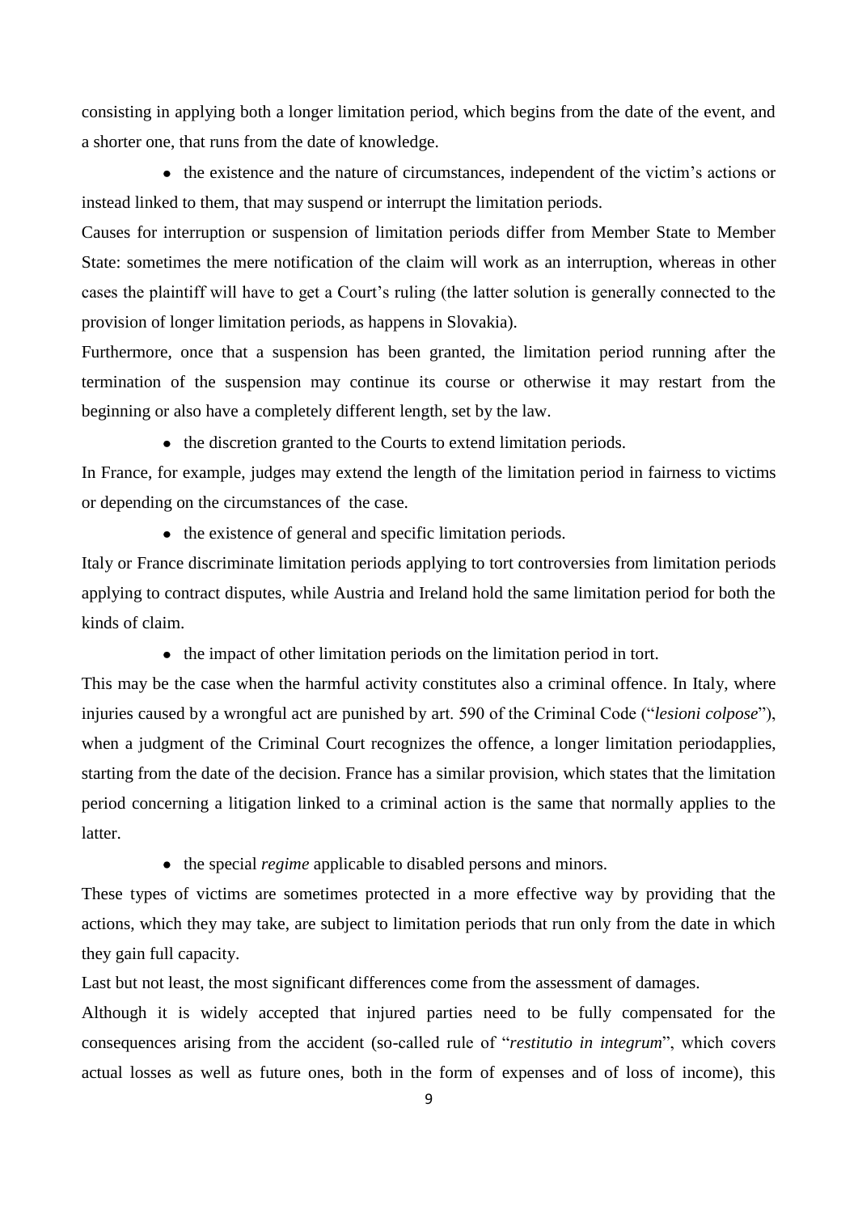consisting in applying both a longer limitation period, which begins from the date of the event, and a shorter one, that runs from the date of knowledge.

- the existence and the nature of circumstances, independent of the victim's actions or instead linked to them, that may suspend or interrupt the limitation periods.

Causes for interruption or suspension of limitation periods differ from Member State to Member State: sometimes the mere notification of the claim will work as an interruption, whereas in other cases the plaintiff will have to get a Court's ruling (the latter solution is generally connected to the provision of longer limitation periods, as happens in Slovakia).

Furthermore, once that a suspension has been granted, the limitation period running after the termination of the suspension may continue its course or otherwise it may restart from the beginning or also have a completely different length, set by the law.

- the discretion granted to the Courts to extend limitation periods.

In France, for example, judges may extend the length of the limitation period in fairness to victims or depending on the circumstances of the case.

- the existence of general and specific limitation periods.

Italy or France discriminate limitation periods applying to tort controversies from limitation periods applying to contract disputes, while Austria and Ireland hold the same limitation period for both the kinds of claim.

- the impact of other limitation periods on the limitation period in tort.

This may be the case when the harmful activity constitutes also a criminal offence. In Italy, where injuries caused by a wrongful act are punished by art. 590 of the Criminal Code ("*lesioni colpose*"), when a judgment of the Criminal Court recognizes the offence, a longer limitation periodapplies, starting from the date of the decision. France has a similar provision, which states that the limitation period concerning a litigation linked to a criminal action is the same that normally applies to the latter.

- the special *regime* applicable to disabled persons and minors.

These types of victims are sometimes protected in a more effective way by providing that the actions, which they may take, are subject to limitation periods that run only from the date in which they gain full capacity.

Last but not least, the most significant differences come from the assessment of damages.

Although it is widely accepted that injured parties need to be fully compensated for the consequences arising from the accident (so-called rule of "*restitutio in integrum*", which covers actual losses as well as future ones, both in the form of expenses and of loss of income), this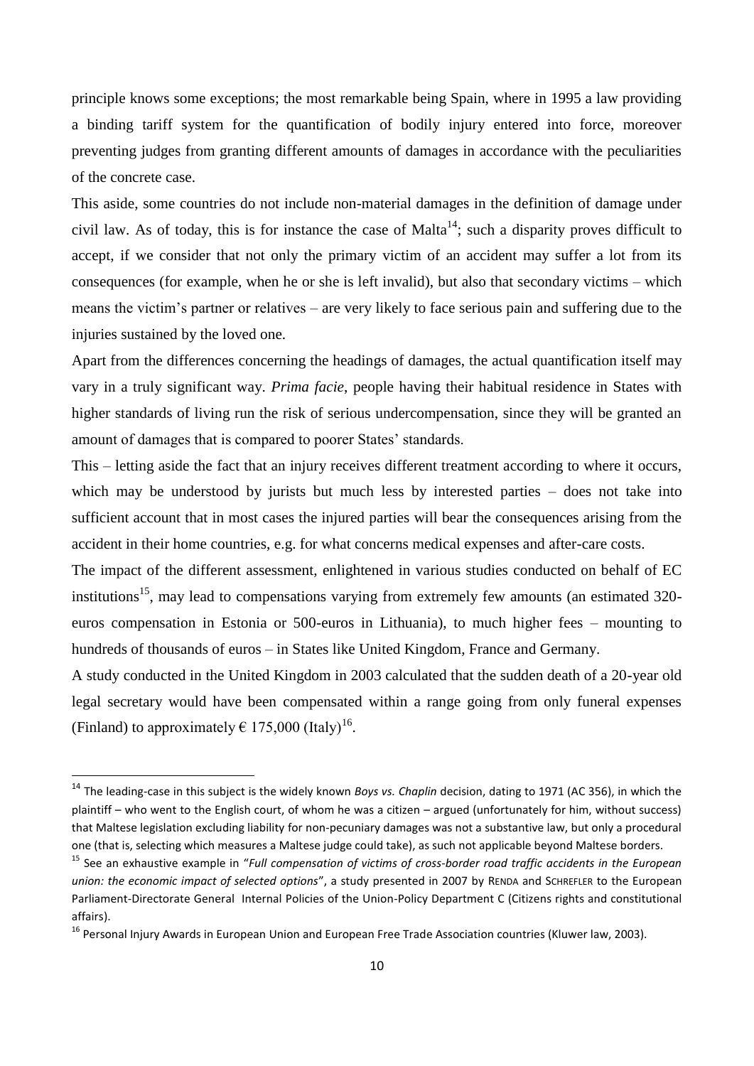principle knows some exceptions; the most remarkable being Spain, where in 1995 a law providing a binding tariff system for the quantification of bodily injury entered into force, moreover preventing judges from granting different amounts of damages in accordance with the peculiarities of the concrete case.

This aside, some countries do not include non-material damages in the definition of damage under civil law. As of today, this is for instance the case of Malta[14]; such a disparity proves difficult to accept, if we consider that not only the primary victim of an accident may suffer a lot from its consequences (for example, when he or she is left invalid), but also that secondary victims – which means the victim's partner or relatives – are very likely to face serious pain and suffering due to the injuries sustained by the loved one.

Apart from the differences concerning the headings of damages, the actual quantification itself may vary in a truly significant way. *Prima facie*, people having their habitual residence in States with higher standards of living run the risk of serious undercompensation, since they will be granted an amount of damages that is compared to poorer States' standards.

This – letting aside the fact that an injury receives different treatment according to where it occurs, which may be understood by jurists but much less by interested parties – does not take into sufficient account that in most cases the injured parties will bear the consequences arising from the accident in their home countries, e.g. for what concerns medical expenses and after-care costs.

The impact of the different assessment, enlightened in various studies conducted on behalf of EC institutions[15], may lead to compensations varying from extremely few amounts (an estimated 320-euros compensation in Estonia or 500-euros in Lithuania), to much higher fees – mounting to hundreds of thousands of euros – in States like United Kingdom, France and Germany.

A study conducted in the United Kingdom in 2003 calculated that the sudden death of a 20-year old legal secretary would have been compensated within a range going from only funeral expenses (Finland) to approximately € 175,000 (Italy)[16].

---

[14] The leading-case in this subject is the widely known *Boys vs. Chaplin* decision, dating to 1971 (AC 356), in which the plaintiff – who went to the English court, of whom he was a citizen – argued (unfortunately for him, without success) that Maltese legislation excluding liability for non-pecuniary damages was not a substantive law, but only a procedural one (that is, selecting which measures a Maltese judge could take), as such not applicable beyond Maltese borders.

[15] See an exhaustive example in "*Full compensation of victims of cross-border road traffic accidents in the European union: the economic impact of selected options*", a study presented in 2007 by RENDA and SCHREFLER to the European Parliament-Directorate General Internal Policies of the Union-Policy Department C (Citizens rights and constitutional affairs).

[16] Personal Injury Awards in European Union and European Free Trade Association countries (Kluwer law, 2003).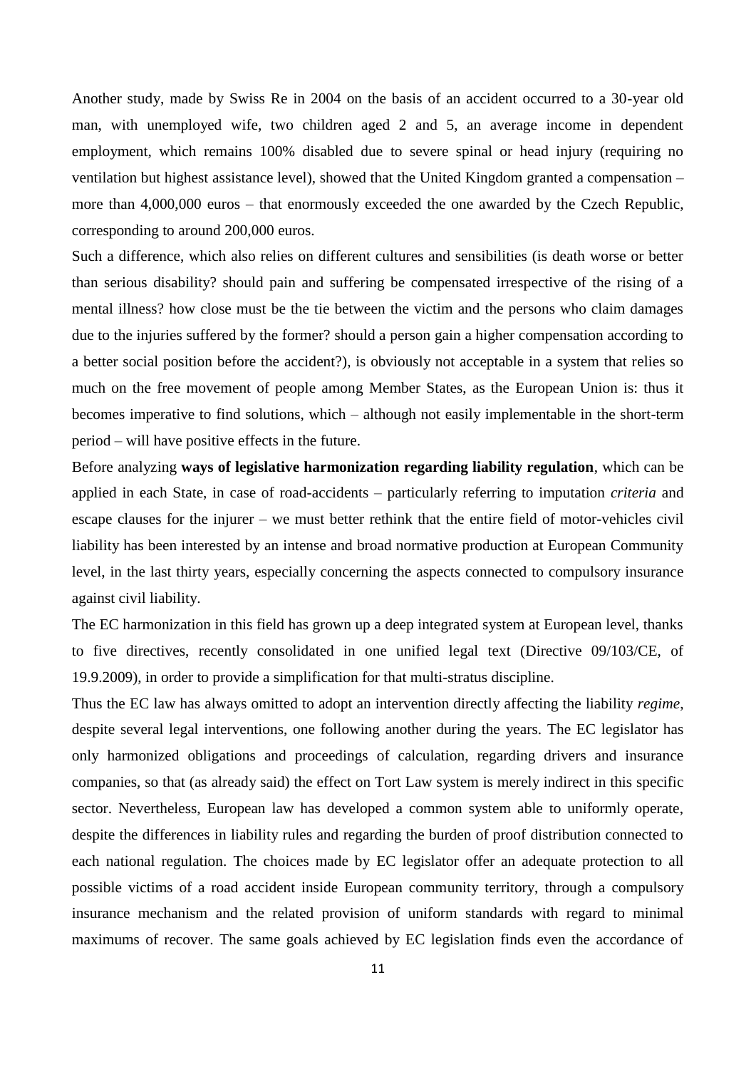Another study, made by Swiss Re in 2004 on the basis of an accident occurred to a 30-year old man, with unemployed wife, two children aged 2 and 5, an average income in dependent employment, which remains 100% disabled due to severe spinal or head injury (requiring no ventilation but highest assistance level), showed that the United Kingdom granted a compensation – more than 4,000,000 euros – that enormously exceeded the one awarded by the Czech Republic, corresponding to around 200,000 euros.

Such a difference, which also relies on different cultures and sensibilities (is death worse or better than serious disability? should pain and suffering be compensated irrespective of the rising of a mental illness? how close must be the tie between the victim and the persons who claim damages due to the injuries suffered by the former? should a person gain a higher compensation according to a better social position before the accident?), is obviously not acceptable in a system that relies so much on the free movement of people among Member States, as the European Union is: thus it becomes imperative to find solutions, which – although not easily implementable in the short-term period – will have positive effects in the future.

Before analyzing **ways of legislative harmonization regarding liability regulation**, which can be applied in each State, in case of road-accidents – particularly referring to imputation *criteria* and escape clauses for the injurer – we must better rethink that the entire field of motor-vehicles civil liability has been interested by an intense and broad normative production at European Community level, in the last thirty years, especially concerning the aspects connected to compulsory insurance against civil liability.

The EC harmonization in this field has grown up a deep integrated system at European level, thanks to five directives, recently consolidated in one unified legal text (Directive 09/103/CE, of 19.9.2009), in order to provide a simplification for that multi-stratus discipline.

Thus the EC law has always omitted to adopt an intervention directly affecting the liability *regime*, despite several legal interventions, one following another during the years. The EC legislator has only harmonized obligations and proceedings of calculation, regarding drivers and insurance companies, so that (as already said) the effect on Tort Law system is merely indirect in this specific sector. Nevertheless, European law has developed a common system able to uniformly operate, despite the differences in liability rules and regarding the burden of proof distribution connected to each national regulation. The choices made by EC legislator offer an adequate protection to all possible victims of a road accident inside European community territory, through a compulsory insurance mechanism and the related provision of uniform standards with regard to minimal maximums of recover. The same goals achieved by EC legislation finds even the accordance of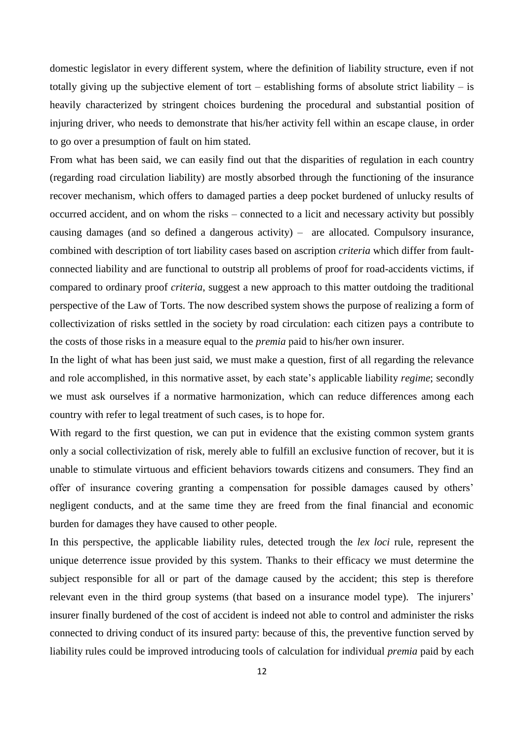domestic legislator in every different system, where the definition of liability structure, even if not totally giving up the subjective element of tort – establishing forms of absolute strict liability – is heavily characterized by stringent choices burdening the procedural and substantial position of injuring driver, who needs to demonstrate that his/her activity fell within an escape clause, in order to go over a presumption of fault on him stated.

From what has been said, we can easily find out that the disparities of regulation in each country (regarding road circulation liability) are mostly absorbed through the functioning of the insurance recover mechanism, which offers to damaged parties a deep pocket burdened of unlucky results of occurred accident, and on whom the risks – connected to a licit and necessary activity but possibly causing damages (and so defined a dangerous activity) – are allocated. Compulsory insurance, combined with description of tort liability cases based on ascription *criteria* which differ from fault-connected liability and are functional to outstrip all problems of proof for road-accidents victims, if compared to ordinary proof *criteria*, suggest a new approach to this matter outdoing the traditional perspective of the Law of Torts. The now described system shows the purpose of realizing a form of collectivization of risks settled in the society by road circulation: each citizen pays a contribute to the costs of those risks in a measure equal to the *premia* paid to his/her own insurer.

In the light of what has been just said, we must make a question, first of all regarding the relevance and role accomplished, in this normative asset, by each state's applicable liability *regime*; secondly we must ask ourselves if a normative harmonization, which can reduce differences among each country with refer to legal treatment of such cases, is to hope for.

With regard to the first question, we can put in evidence that the existing common system grants only a social collectivization of risk, merely able to fulfill an exclusive function of recover, but it is unable to stimulate virtuous and efficient behaviors towards citizens and consumers. They find an offer of insurance covering granting a compensation for possible damages caused by others' negligent conducts, and at the same time they are freed from the final financial and economic burden for damages they have caused to other people.

In this perspective, the applicable liability rules, detected trough the *lex loci* rule, represent the unique deterrence issue provided by this system. Thanks to their efficacy we must determine the subject responsible for all or part of the damage caused by the accident; this step is therefore relevant even in the third group systems (that based on a insurance model type). The injurers' insurer finally burdened of the cost of accident is indeed not able to control and administer the risks connected to driving conduct of its insured party: because of this, the preventive function served by liability rules could be improved introducing tools of calculation for individual *premia* paid by each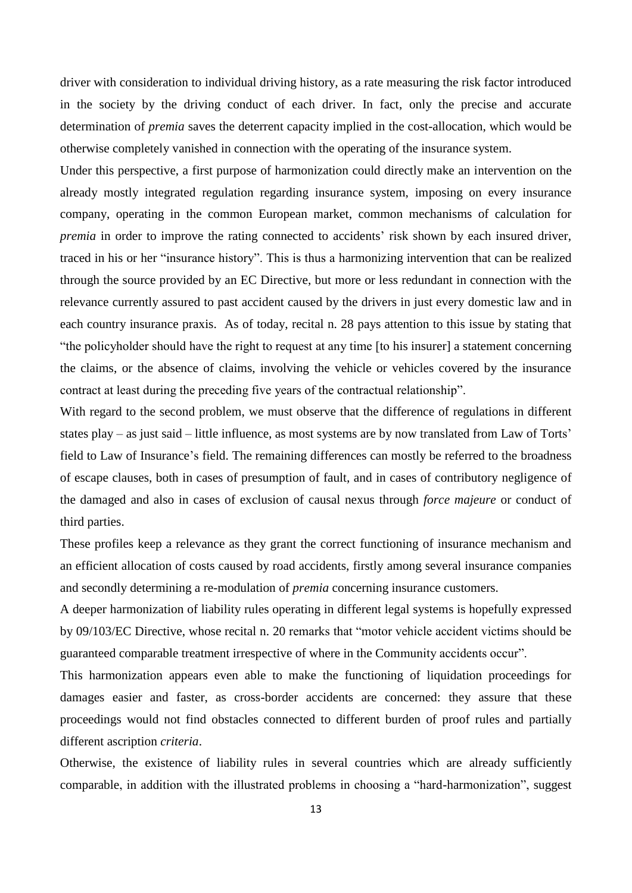driver with consideration to individual driving history, as a rate measuring the risk factor introduced in the society by the driving conduct of each driver. In fact, only the precise and accurate determination of *premia* saves the deterrent capacity implied in the cost-allocation, which would be otherwise completely vanished in connection with the operating of the insurance system.

Under this perspective, a first purpose of harmonization could directly make an intervention on the already mostly integrated regulation regarding insurance system, imposing on every insurance company, operating in the common European market, common mechanisms of calculation for *premia* in order to improve the rating connected to accidents' risk shown by each insured driver, traced in his or her "insurance history". This is thus a harmonizing intervention that can be realized through the source provided by an EC Directive, but more or less redundant in connection with the relevance currently assured to past accident caused by the drivers in just every domestic law and in each country insurance praxis. As of today, recital n. 28 pays attention to this issue by stating that "the policyholder should have the right to request at any time [to his insurer] a statement concerning the claims, or the absence of claims, involving the vehicle or vehicles covered by the insurance contract at least during the preceding five years of the contractual relationship".

With regard to the second problem, we must observe that the difference of regulations in different states play – as just said – little influence, as most systems are by now translated from Law of Torts' field to Law of Insurance's field. The remaining differences can mostly be referred to the broadness of escape clauses, both in cases of presumption of fault, and in cases of contributory negligence of the damaged and also in cases of exclusion of causal nexus through *force majeure* or conduct of third parties.

These profiles keep a relevance as they grant the correct functioning of insurance mechanism and an efficient allocation of costs caused by road accidents, firstly among several insurance companies and secondly determining a re-modulation of *premia* concerning insurance customers.

A deeper harmonization of liability rules operating in different legal systems is hopefully expressed by 09/103/EC Directive, whose recital n. 20 remarks that "motor vehicle accident victims should be guaranteed comparable treatment irrespective of where in the Community accidents occur".

This harmonization appears even able to make the functioning of liquidation proceedings for damages easier and faster, as cross-border accidents are concerned: they assure that these proceedings would not find obstacles connected to different burden of proof rules and partially different ascription *criteria*.

Otherwise, the existence of liability rules in several countries which are already sufficiently comparable, in addition with the illustrated problems in choosing a "hard-harmonization", suggest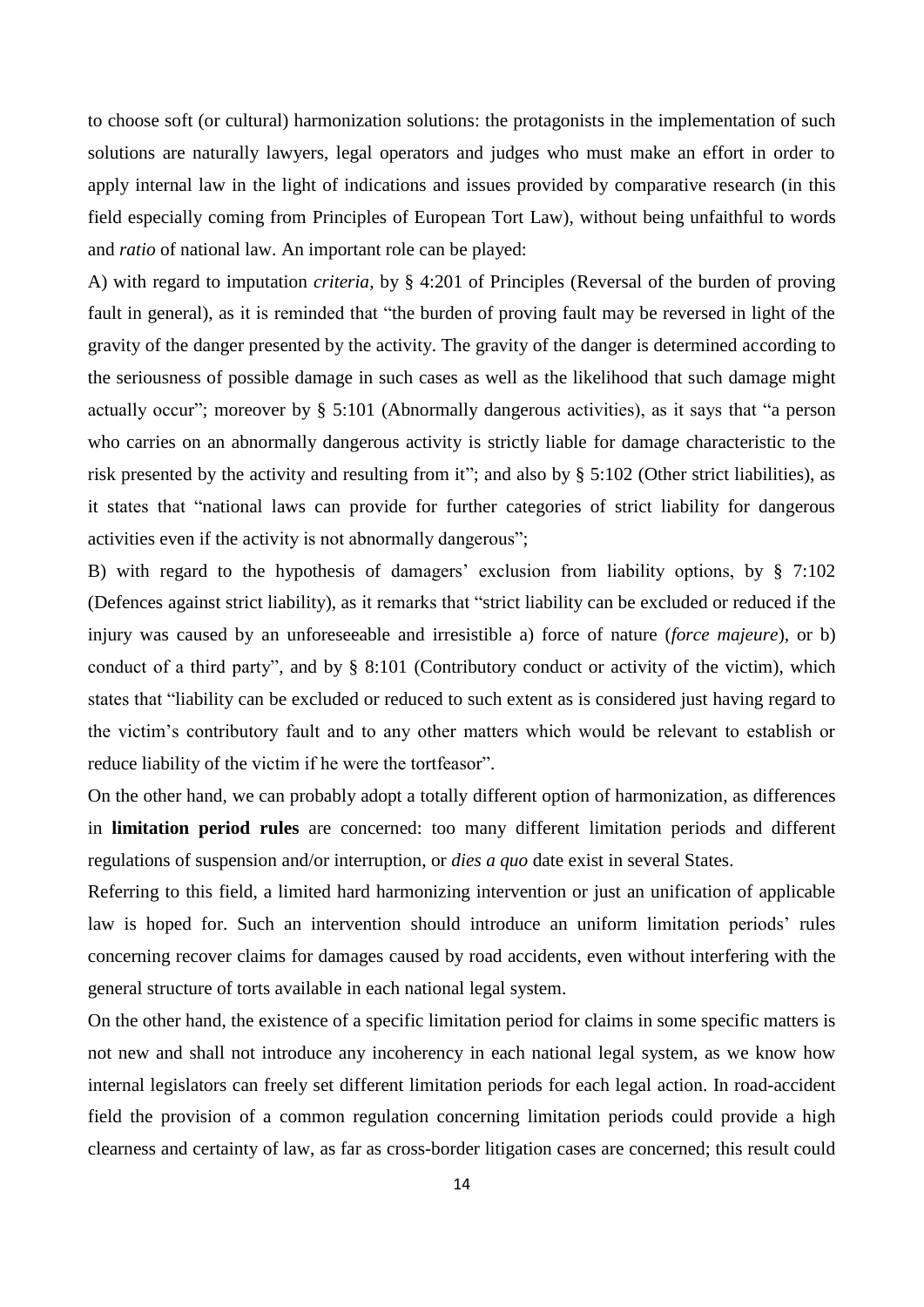to choose soft (or cultural) harmonization solutions: the protagonists in the implementation of such solutions are naturally lawyers, legal operators and judges who must make an effort in order to apply internal law in the light of indications and issues provided by comparative research (in this field especially coming from Principles of European Tort Law), without being unfaithful to words and *ratio* of national law. An important role can be played:

A) with regard to imputation *criteria*, by § 4:201 of Principles (Reversal of the burden of proving fault in general), as it is reminded that "the burden of proving fault may be reversed in light of the gravity of the danger presented by the activity. The gravity of the danger is determined according to the seriousness of possible damage in such cases as well as the likelihood that such damage might actually occur"; moreover by § 5:101 (Abnormally dangerous activities), as it says that "a person who carries on an abnormally dangerous activity is strictly liable for damage characteristic to the risk presented by the activity and resulting from it"; and also by § 5:102 (Other strict liabilities), as it states that "national laws can provide for further categories of strict liability for dangerous activities even if the activity is not abnormally dangerous";

B) with regard to the hypothesis of damagers' exclusion from liability options, by § 7:102 (Defences against strict liability), as it remarks that "strict liability can be excluded or reduced if the injury was caused by an unforeseeable and irresistible a) force of nature (*force majeure*), or b) conduct of a third party", and by § 8:101 (Contributory conduct or activity of the victim), which states that "liability can be excluded or reduced to such extent as is considered just having regard to the victim's contributory fault and to any other matters which would be relevant to establish or reduce liability of the victim if he were the tortfeasor".

On the other hand, we can probably adopt a totally different option of harmonization, as differences in **limitation period rules** are concerned: too many different limitation periods and different regulations of suspension and/or interruption, or *dies a quo* date exist in several States.

Referring to this field, a limited hard harmonizing intervention or just an unification of applicable law is hoped for. Such an intervention should introduce an uniform limitation periods' rules concerning recover claims for damages caused by road accidents, even without interfering with the general structure of torts available in each national legal system.

On the other hand, the existence of a specific limitation period for claims in some specific matters is not new and shall not introduce any incoherency in each national legal system, as we know how internal legislators can freely set different limitation periods for each legal action. In road-accident field the provision of a common regulation concerning limitation periods could provide a high clearness and certainty of law, as far as cross-border litigation cases are concerned; this result could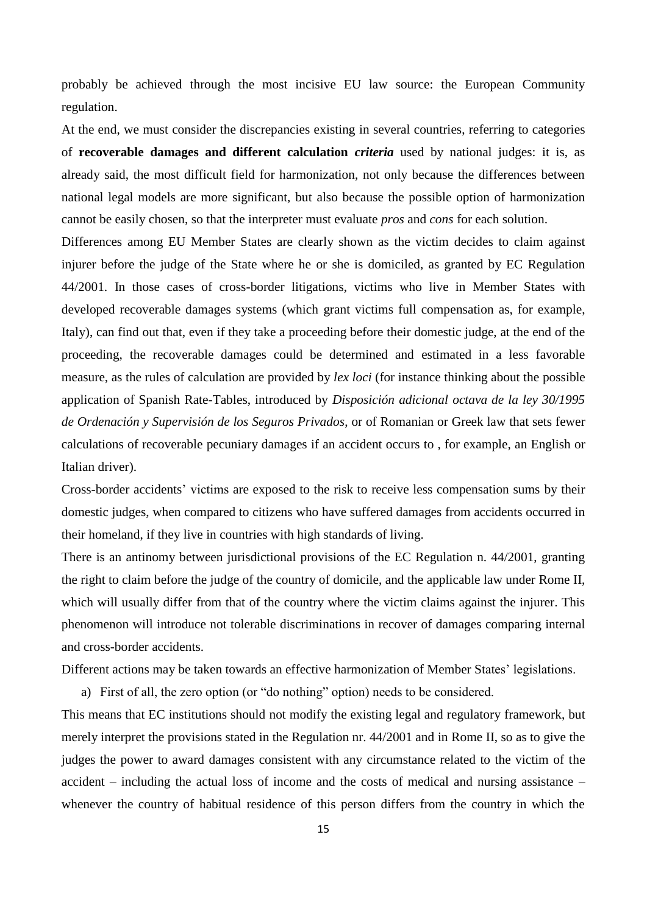probably be achieved through the most incisive EU law source: the European Community regulation.

At the end, we must consider the discrepancies existing in several countries, referring to categories of **recoverable damages and different calculation *criteria*** used by national judges: it is, as already said, the most difficult field for harmonization, not only because the differences between national legal models are more significant, but also because the possible option of harmonization cannot be easily chosen, so that the interpreter must evaluate *pros* and *cons* for each solution.

Differences among EU Member States are clearly shown as the victim decides to claim against injurer before the judge of the State where he or she is domiciled, as granted by EC Regulation 44/2001. In those cases of cross-border litigations, victims who live in Member States with developed recoverable damages systems (which grant victims full compensation as, for example, Italy), can find out that, even if they take a proceeding before their domestic judge, at the end of the proceeding, the recoverable damages could be determined and estimated in a less favorable measure, as the rules of calculation are provided by *lex loci* (for instance thinking about the possible application of Spanish Rate-Tables, introduced by *Disposición adicional octava de la ley 30/1995 de Ordenación y Supervisión de los Seguros Privados*, or of Romanian or Greek law that sets fewer calculations of recoverable pecuniary damages if an accident occurs to , for example, an English or Italian driver).

Cross-border accidents' victims are exposed to the risk to receive less compensation sums by their domestic judges, when compared to citizens who have suffered damages from accidents occurred in their homeland, if they live in countries with high standards of living.

There is an antinomy between jurisdictional provisions of the EC Regulation n. 44/2001, granting the right to claim before the judge of the country of domicile, and the applicable law under Rome II, which will usually differ from that of the country where the victim claims against the injurer. This phenomenon will introduce not tolerable discriminations in recover of damages comparing internal and cross-border accidents.

Different actions may be taken towards an effective harmonization of Member States' legislations.

a) First of all, the zero option (or "do nothing" option) needs to be considered.

This means that EC institutions should not modify the existing legal and regulatory framework, but merely interpret the provisions stated in the Regulation nr. 44/2001 and in Rome II, so as to give the judges the power to award damages consistent with any circumstance related to the victim of the accident – including the actual loss of income and the costs of medical and nursing assistance – whenever the country of habitual residence of this person differs from the country in which the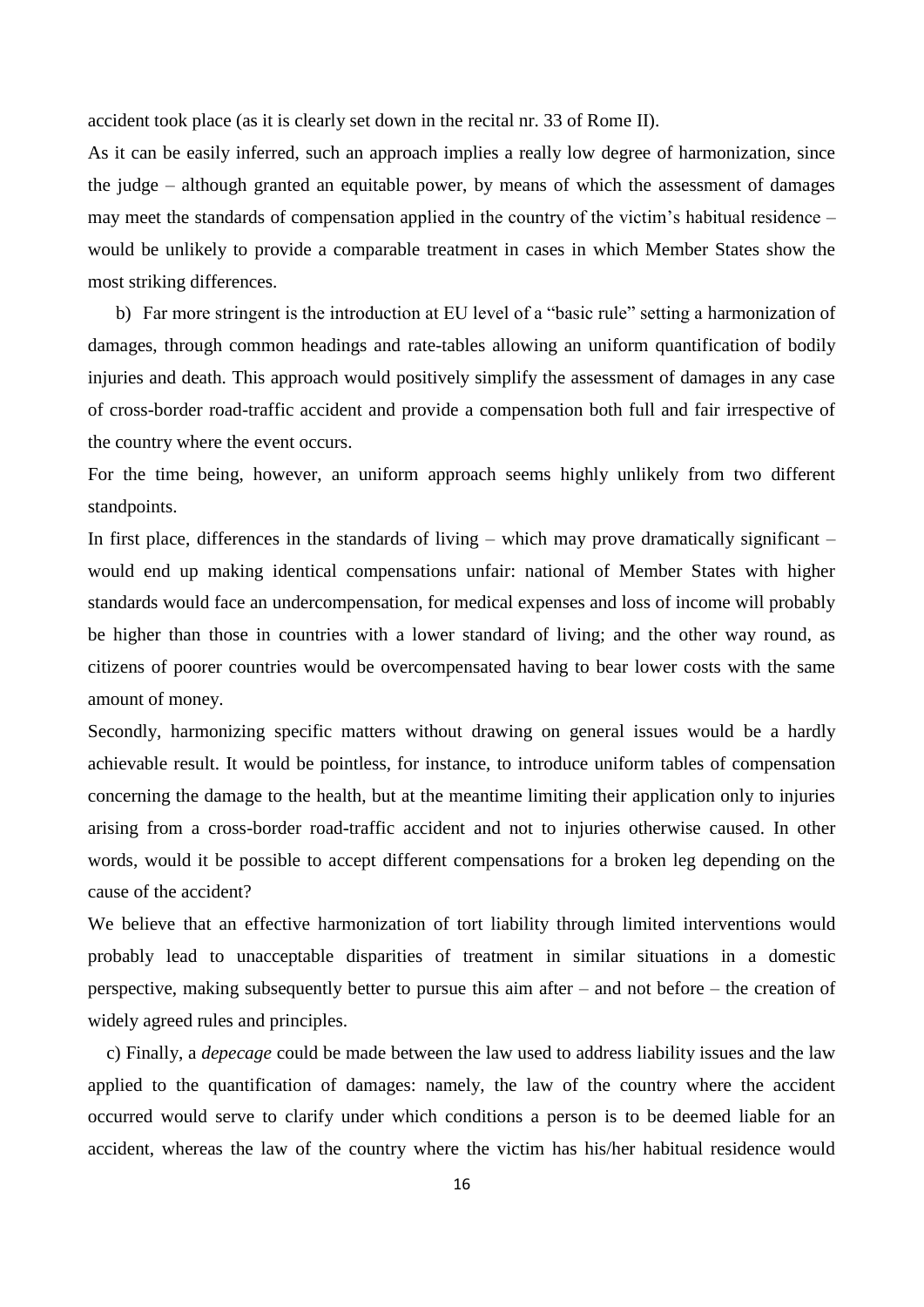accident took place (as it is clearly set down in the recital nr. 33 of Rome II).

As it can be easily inferred, such an approach implies a really low degree of harmonization, since the judge – although granted an equitable power, by means of which the assessment of damages may meet the standards of compensation applied in the country of the victim's habitual residence – would be unlikely to provide a comparable treatment in cases in which Member States show the most striking differences.

b) Far more stringent is the introduction at EU level of a "basic rule" setting a harmonization of damages, through common headings and rate-tables allowing an uniform quantification of bodily injuries and death. This approach would positively simplify the assessment of damages in any case of cross-border road-traffic accident and provide a compensation both full and fair irrespective of the country where the event occurs.

For the time being, however, an uniform approach seems highly unlikely from two different standpoints.

In first place, differences in the standards of living – which may prove dramatically significant – would end up making identical compensations unfair: national of Member States with higher standards would face an undercompensation, for medical expenses and loss of income will probably be higher than those in countries with a lower standard of living; and the other way round, as citizens of poorer countries would be overcompensated having to bear lower costs with the same amount of money.

Secondly, harmonizing specific matters without drawing on general issues would be a hardly achievable result. It would be pointless, for instance, to introduce uniform tables of compensation concerning the damage to the health, but at the meantime limiting their application only to injuries arising from a cross-border road-traffic accident and not to injuries otherwise caused. In other words, would it be possible to accept different compensations for a broken leg depending on the cause of the accident?

We believe that an effective harmonization of tort liability through limited interventions would probably lead to unacceptable disparities of treatment in similar situations in a domestic perspective, making subsequently better to pursue this aim after – and not before – the creation of widely agreed rules and principles.

c) Finally, a *depecage* could be made between the law used to address liability issues and the law applied to the quantification of damages: namely, the law of the country where the accident occurred would serve to clarify under which conditions a person is to be deemed liable for an accident, whereas the law of the country where the victim has his/her habitual residence would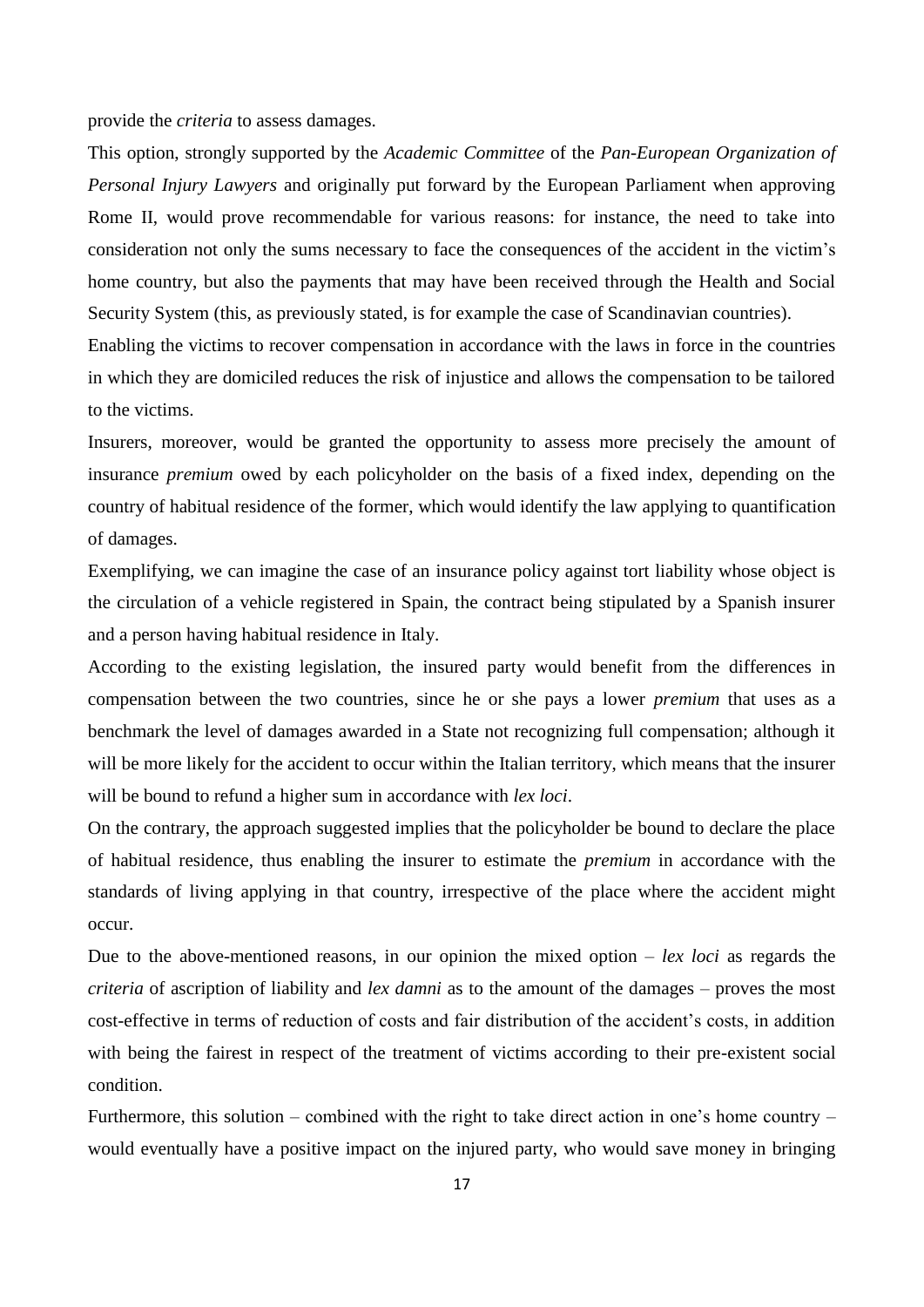provide the *criteria* to assess damages.

This option, strongly supported by the *Academic Committee* of the *Pan-European Organization of Personal Injury Lawyers* and originally put forward by the European Parliament when approving Rome II, would prove recommendable for various reasons: for instance, the need to take into consideration not only the sums necessary to face the consequences of the accident in the victim's home country, but also the payments that may have been received through the Health and Social Security System (this, as previously stated, is for example the case of Scandinavian countries).

Enabling the victims to recover compensation in accordance with the laws in force in the countries in which they are domiciled reduces the risk of injustice and allows the compensation to be tailored to the victims.

Insurers, moreover, would be granted the opportunity to assess more precisely the amount of insurance *premium* owed by each policyholder on the basis of a fixed index, depending on the country of habitual residence of the former, which would identify the law applying to quantification of damages.

Exemplifying, we can imagine the case of an insurance policy against tort liability whose object is the circulation of a vehicle registered in Spain, the contract being stipulated by a Spanish insurer and a person having habitual residence in Italy.

According to the existing legislation, the insured party would benefit from the differences in compensation between the two countries, since he or she pays a lower *premium* that uses as a benchmark the level of damages awarded in a State not recognizing full compensation; although it will be more likely for the accident to occur within the Italian territory, which means that the insurer will be bound to refund a higher sum in accordance with *lex loci*.

On the contrary, the approach suggested implies that the policyholder be bound to declare the place of habitual residence, thus enabling the insurer to estimate the *premium* in accordance with the standards of living applying in that country, irrespective of the place where the accident might occur.

Due to the above-mentioned reasons, in our opinion the mixed option – *lex loci* as regards the *criteria* of ascription of liability and *lex damni* as to the amount of the damages – proves the most cost-effective in terms of reduction of costs and fair distribution of the accident's costs, in addition with being the fairest in respect of the treatment of victims according to their pre-existent social condition.

Furthermore, this solution – combined with the right to take direct action in one's home country – would eventually have a positive impact on the injured party, who would save money in bringing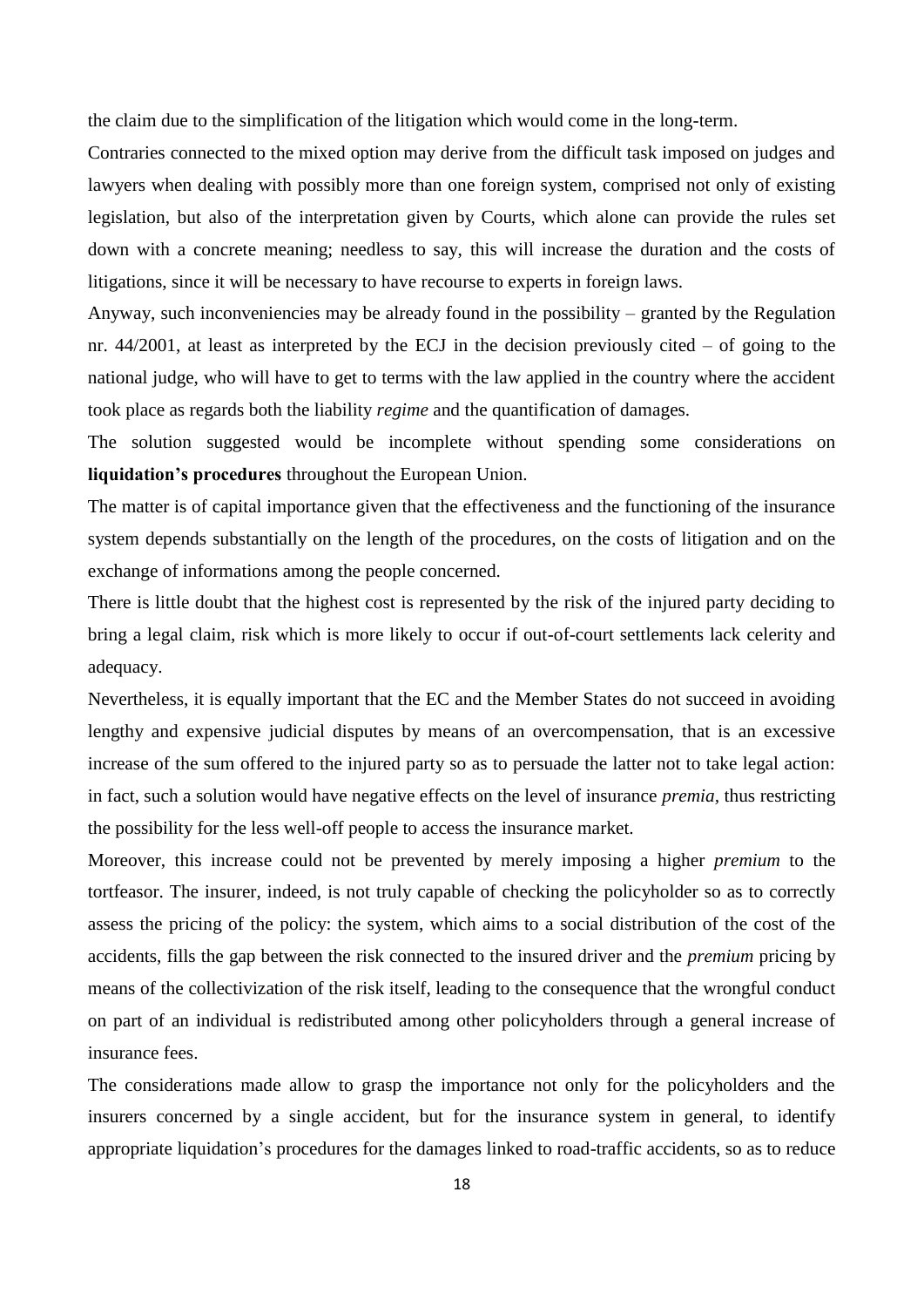the claim due to the simplification of the litigation which would come in the long-term.

Contraries connected to the mixed option may derive from the difficult task imposed on judges and lawyers when dealing with possibly more than one foreign system, comprised not only of existing legislation, but also of the interpretation given by Courts, which alone can provide the rules set down with a concrete meaning; needless to say, this will increase the duration and the costs of litigations, since it will be necessary to have recourse to experts in foreign laws.

Anyway, such inconveniencies may be already found in the possibility – granted by the Regulation nr. 44/2001, at least as interpreted by the ECJ in the decision previously cited – of going to the national judge, who will have to get to terms with the law applied in the country where the accident took place as regards both the liability *regime* and the quantification of damages.

The solution suggested would be incomplete without spending some considerations on **liquidation's procedures** throughout the European Union.

The matter is of capital importance given that the effectiveness and the functioning of the insurance system depends substantially on the length of the procedures, on the costs of litigation and on the exchange of informations among the people concerned.

There is little doubt that the highest cost is represented by the risk of the injured party deciding to bring a legal claim, risk which is more likely to occur if out-of-court settlements lack celerity and adequacy.

Nevertheless, it is equally important that the EC and the Member States do not succeed in avoiding lengthy and expensive judicial disputes by means of an overcompensation, that is an excessive increase of the sum offered to the injured party so as to persuade the latter not to take legal action: in fact, such a solution would have negative effects on the level of insurance *premia*, thus restricting the possibility for the less well-off people to access the insurance market.

Moreover, this increase could not be prevented by merely imposing a higher *premium* to the tortfeasor. The insurer, indeed, is not truly capable of checking the policyholder so as to correctly assess the pricing of the policy: the system, which aims to a social distribution of the cost of the accidents, fills the gap between the risk connected to the insured driver and the *premium* pricing by means of the collectivization of the risk itself, leading to the consequence that the wrongful conduct on part of an individual is redistributed among other policyholders through a general increase of insurance fees.

The considerations made allow to grasp the importance not only for the policyholders and the insurers concerned by a single accident, but for the insurance system in general, to identify appropriate liquidation's procedures for the damages linked to road-traffic accidents, so as to reduce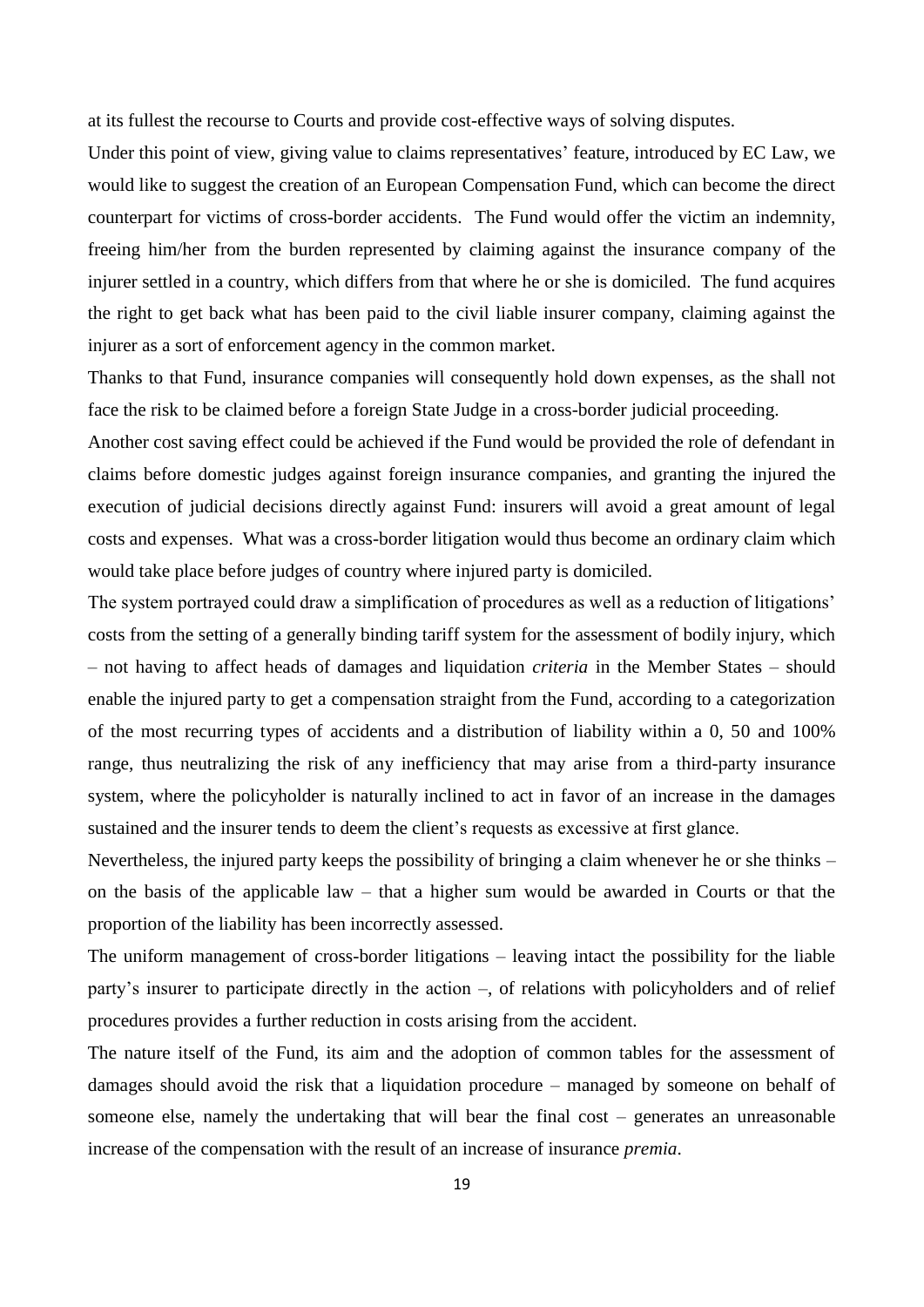at its fullest the recourse to Courts and provide cost-effective ways of solving disputes.

Under this point of view, giving value to claims representatives' feature, introduced by EC Law, we would like to suggest the creation of an European Compensation Fund, which can become the direct counterpart for victims of cross-border accidents. The Fund would offer the victim an indemnity, freeing him/her from the burden represented by claiming against the insurance company of the injurer settled in a country, which differs from that where he or she is domiciled. The fund acquires the right to get back what has been paid to the civil liable insurer company, claiming against the injurer as a sort of enforcement agency in the common market.

Thanks to that Fund, insurance companies will consequently hold down expenses, as the shall not face the risk to be claimed before a foreign State Judge in a cross-border judicial proceeding.

Another cost saving effect could be achieved if the Fund would be provided the role of defendant in claims before domestic judges against foreign insurance companies, and granting the injured the execution of judicial decisions directly against Fund: insurers will avoid a great amount of legal costs and expenses. What was a cross-border litigation would thus become an ordinary claim which would take place before judges of country where injured party is domiciled.

The system portrayed could draw a simplification of procedures as well as a reduction of litigations' costs from the setting of a generally binding tariff system for the assessment of bodily injury, which – not having to affect heads of damages and liquidation *criteria* in the Member States – should enable the injured party to get a compensation straight from the Fund, according to a categorization of the most recurring types of accidents and a distribution of liability within a 0, 50 and 100% range, thus neutralizing the risk of any inefficiency that may arise from a third-party insurance system, where the policyholder is naturally inclined to act in favor of an increase in the damages sustained and the insurer tends to deem the client's requests as excessive at first glance.

Nevertheless, the injured party keeps the possibility of bringing a claim whenever he or she thinks – on the basis of the applicable law – that a higher sum would be awarded in Courts or that the proportion of the liability has been incorrectly assessed.

The uniform management of cross-border litigations – leaving intact the possibility for the liable party's insurer to participate directly in the action –, of relations with policyholders and of relief procedures provides a further reduction in costs arising from the accident.

The nature itself of the Fund, its aim and the adoption of common tables for the assessment of damages should avoid the risk that a liquidation procedure – managed by someone on behalf of someone else, namely the undertaking that will bear the final cost – generates an unreasonable increase of the compensation with the result of an increase of insurance *premia*.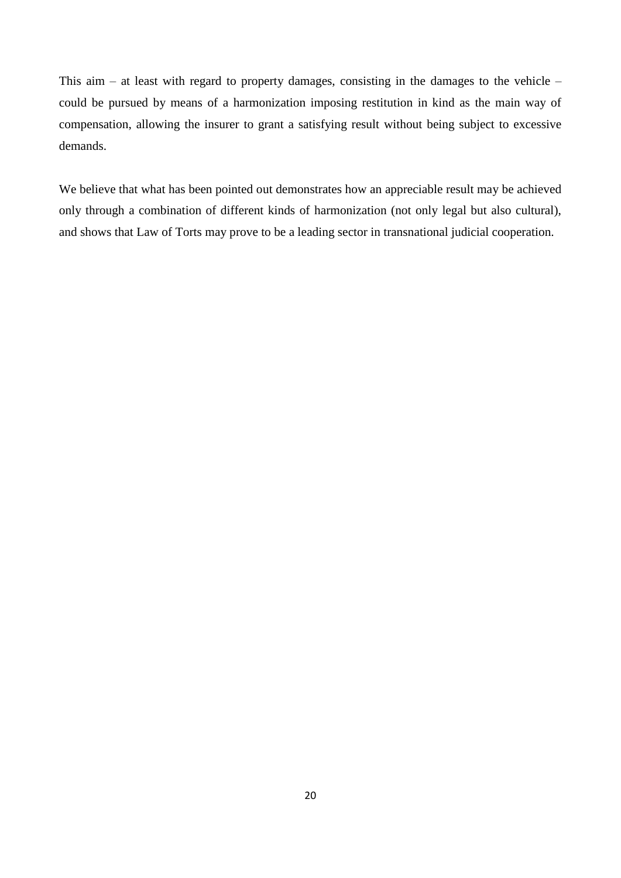This aim – at least with regard to property damages, consisting in the damages to the vehicle – could be pursued by means of a harmonization imposing restitution in kind as the main way of compensation, allowing the insurer to grant a satisfying result without being subject to excessive demands.

We believe that what has been pointed out demonstrates how an appreciable result may be achieved only through a combination of different kinds of harmonization (not only legal but also cultural), and shows that Law of Torts may prove to be a leading sector in transnational judicial cooperation.